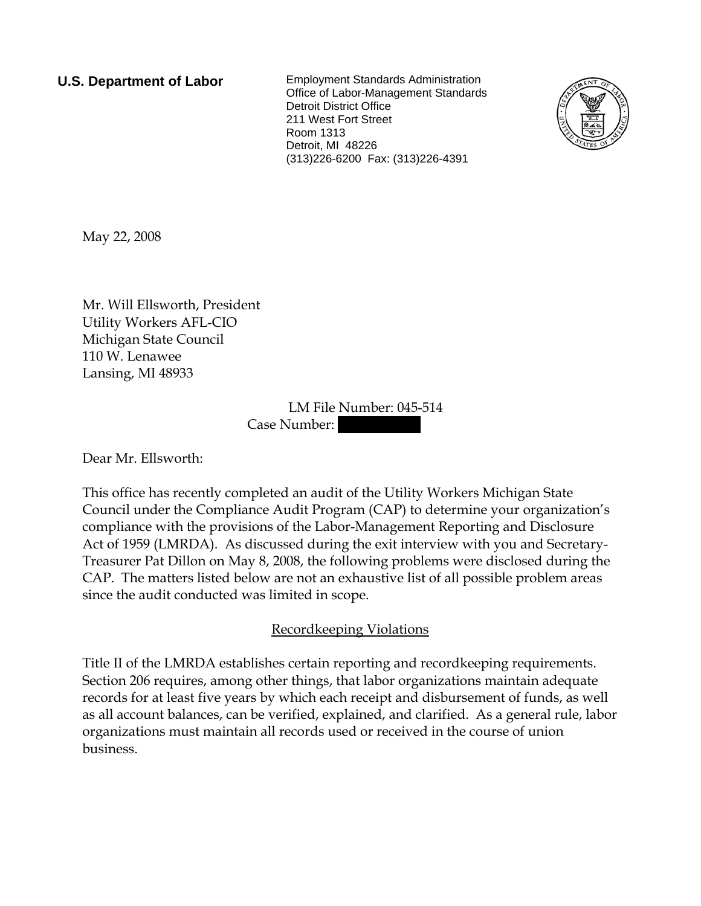**U.S. Department of Labor**

Employment Standards Administration
Office of Labor-Management Standards
Detroit District Office
211 West Fort Street
Room 1313
Detroit, MI 48226
(313)226-6200 Fax: (313)226-4391

May 22, 2008

Mr. Will Ellsworth, President
Utility Workers AFL-CIO
Michigan State Council
110 W. Lenawee
Lansing, MI 48933

LM File Number: 045-514
Case Number:

Dear Mr. Ellsworth:

This office has recently completed an audit of the Utility Workers Michigan State Council under the Compliance Audit Program (CAP) to determine your organization's compliance with the provisions of the Labor-Management Reporting and Disclosure Act of 1959 (LMRDA). As discussed during the exit interview with you and Secretary-Treasurer Pat Dillon on May 8, 2008, the following problems were disclosed during the CAP. The matters listed below are not an exhaustive list of all possible problem areas since the audit conducted was limited in scope.

## Recordkeeping Violations

Title II of the LMRDA establishes certain reporting and recordkeeping requirements. Section 206 requires, among other things, that labor organizations maintain adequate records for at least five years by which each receipt and disbursement of funds, as well as all account balances, can be verified, explained, and clarified. As a general rule, labor organizations must maintain all records used or received in the course of union business.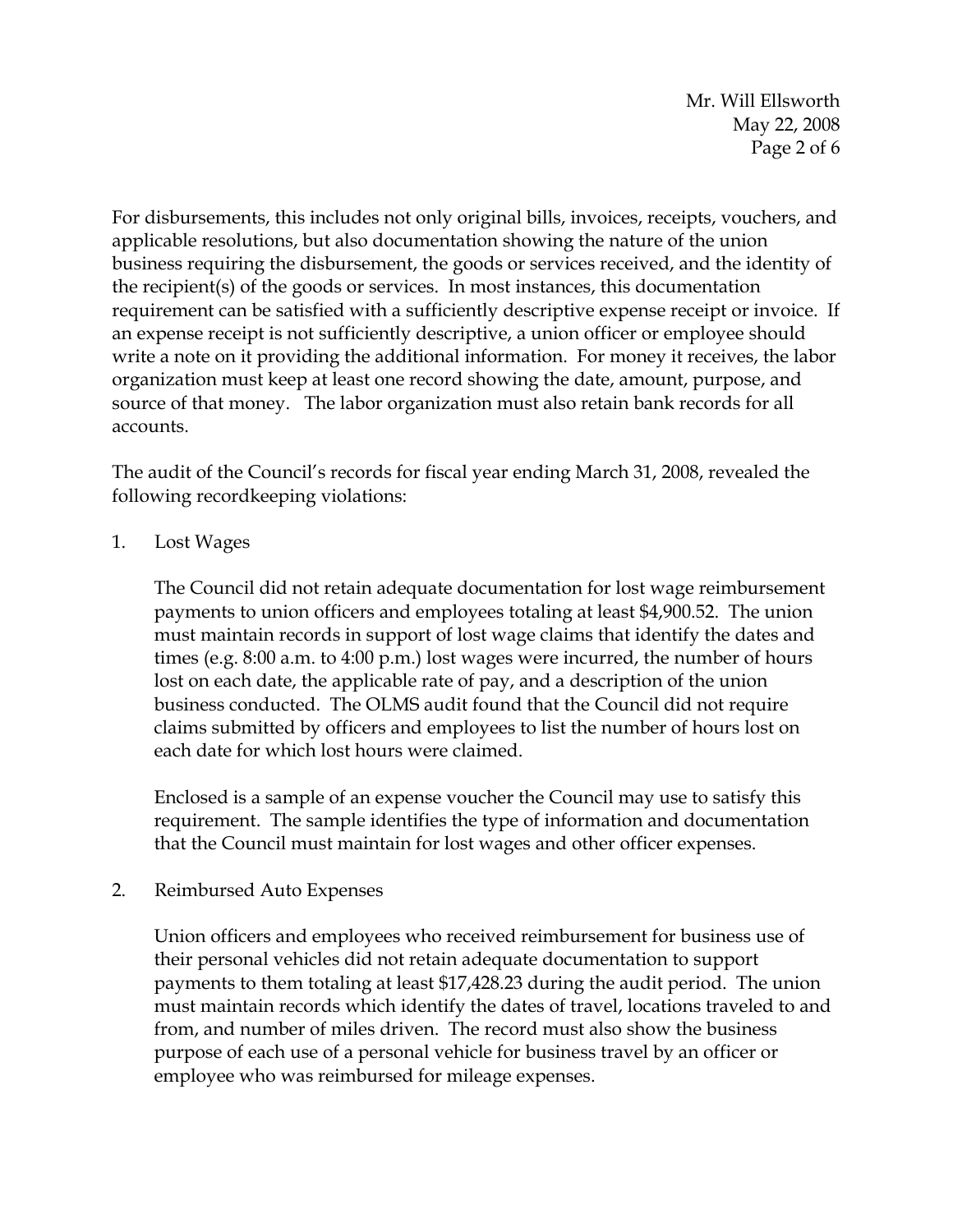For disbursements, this includes not only original bills, invoices, receipts, vouchers, and applicable resolutions, but also documentation showing the nature of the union business requiring the disbursement, the goods or services received, and the identity of the recipient(s) of the goods or services. In most instances, this documentation requirement can be satisfied with a sufficiently descriptive expense receipt or invoice. If an expense receipt is not sufficiently descriptive, a union officer or employee should write a note on it providing the additional information. For money it receives, the labor organization must keep at least one record showing the date, amount, purpose, and source of that money. The labor organization must also retain bank records for all accounts.

The audit of the Council's records for fiscal year ending March 31, 2008, revealed the following recordkeeping violations:

1. Lost Wages

   The Council did not retain adequate documentation for lost wage reimbursement payments to union officers and employees totaling at least $4,900.52. The union must maintain records in support of lost wage claims that identify the dates and times (e.g. 8:00 a.m. to 4:00 p.m.) lost wages were incurred, the number of hours lost on each date, the applicable rate of pay, and a description of the union business conducted. The OLMS audit found that the Council did not require claims submitted by officers and employees to list the number of hours lost on each date for which lost hours were claimed.

   Enclosed is a sample of an expense voucher the Council may use to satisfy this requirement. The sample identifies the type of information and documentation that the Council must maintain for lost wages and other officer expenses.

2. Reimbursed Auto Expenses

   Union officers and employees who received reimbursement for business use of their personal vehicles did not retain adequate documentation to support payments to them totaling at least $17,428.23 during the audit period. The union must maintain records which identify the dates of travel, locations traveled to and from, and number of miles driven. The record must also show the business purpose of each use of a personal vehicle for business travel by an officer or employee who was reimbursed for mileage expenses.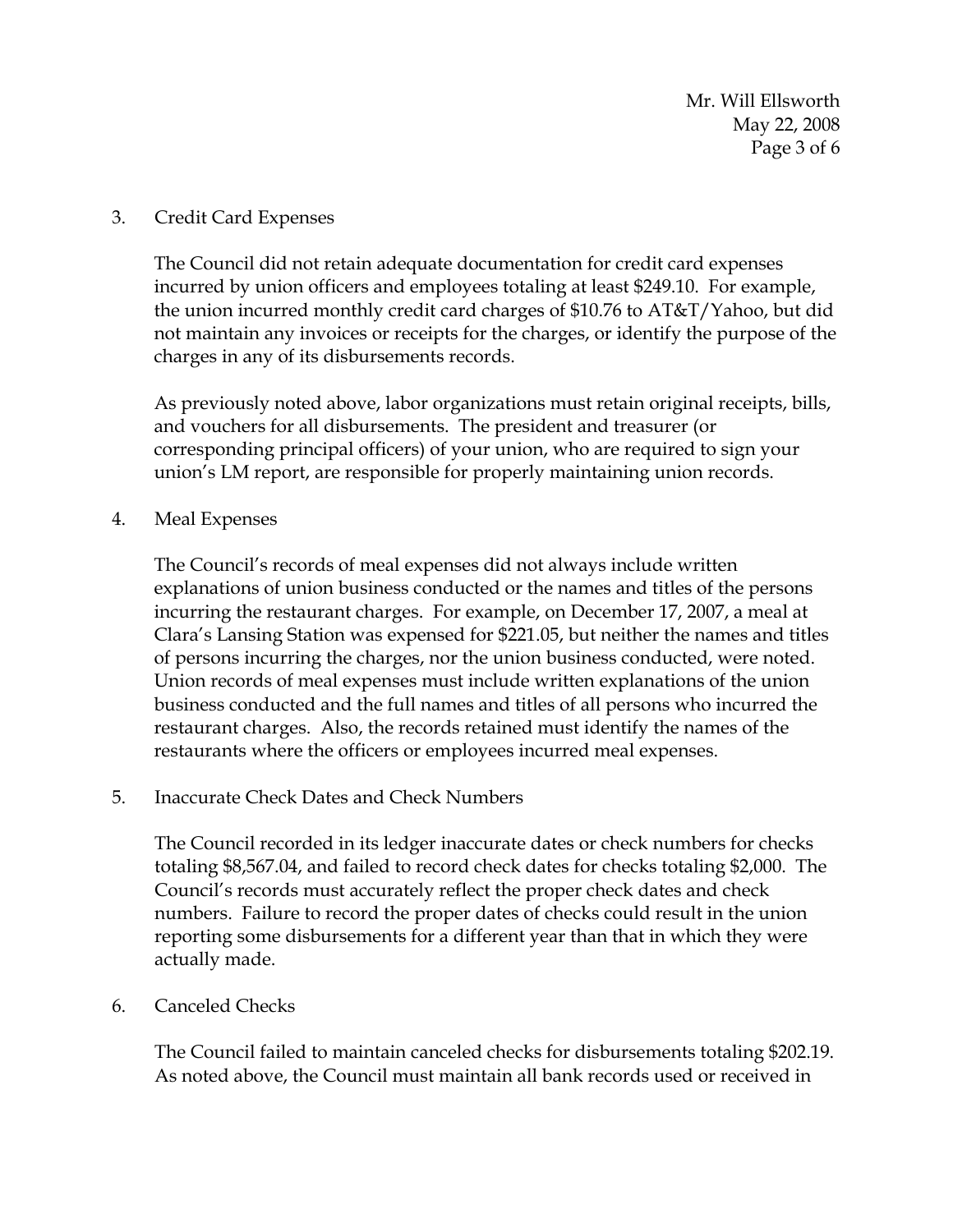3. Credit Card Expenses

   The Council did not retain adequate documentation for credit card expenses incurred by union officers and employees totaling at least $249.10. For example, the union incurred monthly credit card charges of $10.76 to AT&T/Yahoo, but did not maintain any invoices or receipts for the charges, or identify the purpose of the charges in any of its disbursements records.

   As previously noted above, labor organizations must retain original receipts, bills, and vouchers for all disbursements. The president and treasurer (or corresponding principal officers) of your union, who are required to sign your union's LM report, are responsible for properly maintaining union records.

4. Meal Expenses

   The Council's records of meal expenses did not always include written explanations of union business conducted or the names and titles of the persons incurring the restaurant charges. For example, on December 17, 2007, a meal at Clara's Lansing Station was expensed for $221.05, but neither the names and titles of persons incurring the charges, nor the union business conducted, were noted. Union records of meal expenses must include written explanations of the union business conducted and the full names and titles of all persons who incurred the restaurant charges. Also, the records retained must identify the names of the restaurants where the officers or employees incurred meal expenses.

5. Inaccurate Check Dates and Check Numbers

   The Council recorded in its ledger inaccurate dates or check numbers for checks totaling $8,567.04, and failed to record check dates for checks totaling $2,000. The Council's records must accurately reflect the proper check dates and check numbers. Failure to record the proper dates of checks could result in the union reporting some disbursements for a different year than that in which they were actually made.

6. Canceled Checks

   The Council failed to maintain canceled checks for disbursements totaling $202.19. As noted above, the Council must maintain all bank records used or received in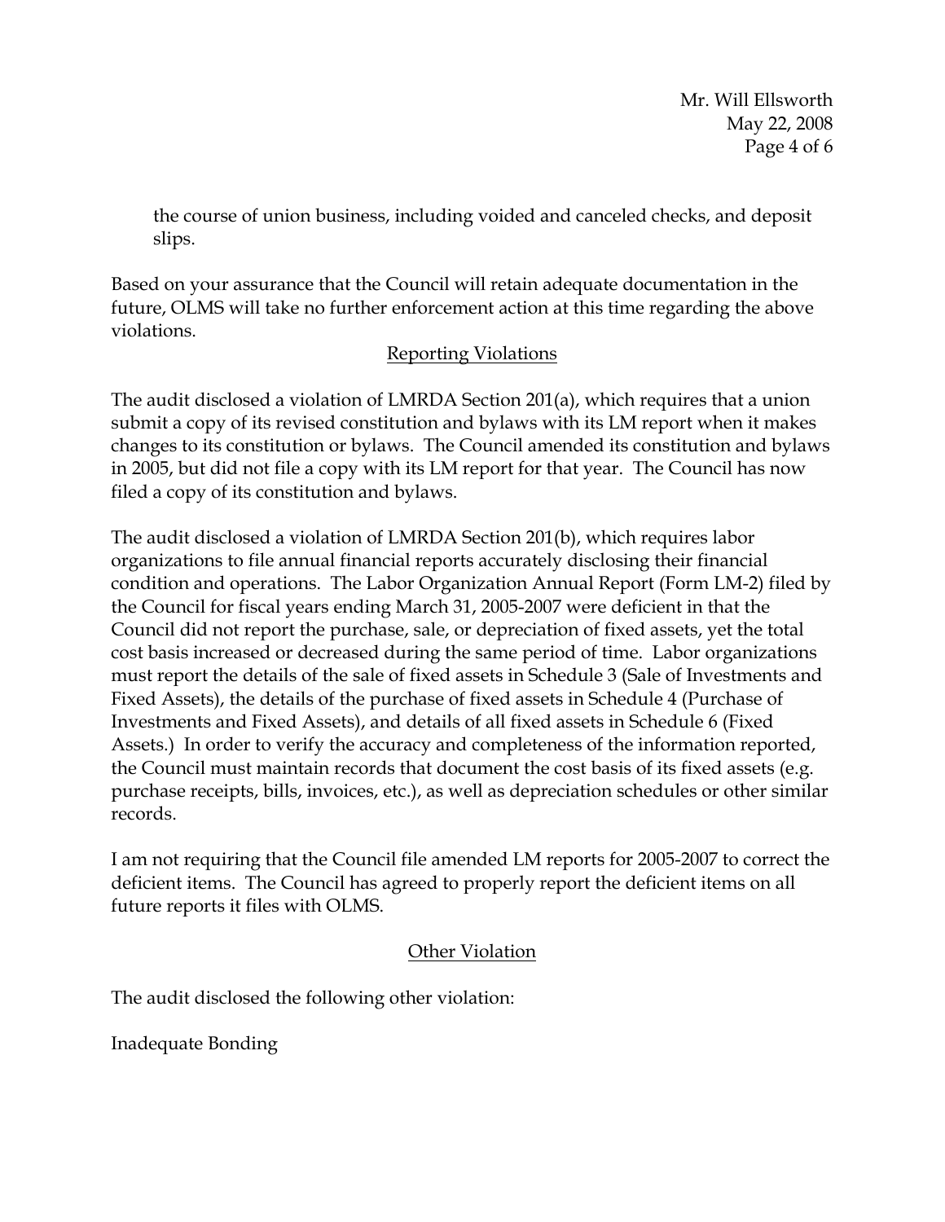the course of union business, including voided and canceled checks, and deposit slips.

Based on your assurance that the Council will retain adequate documentation in the future, OLMS will take no further enforcement action at this time regarding the above violations.

## Reporting Violations

The audit disclosed a violation of LMRDA Section 201(a), which requires that a union submit a copy of its revised constitution and bylaws with its LM report when it makes changes to its constitution or bylaws. The Council amended its constitution and bylaws in 2005, but did not file a copy with its LM report for that year. The Council has now filed a copy of its constitution and bylaws.

The audit disclosed a violation of LMRDA Section 201(b), which requires labor organizations to file annual financial reports accurately disclosing their financial condition and operations. The Labor Organization Annual Report (Form LM-2) filed by the Council for fiscal years ending March 31, 2005-2007 were deficient in that the Council did not report the purchase, sale, or depreciation of fixed assets, yet the total cost basis increased or decreased during the same period of time. Labor organizations must report the details of the sale of fixed assets in Schedule 3 (Sale of Investments and Fixed Assets), the details of the purchase of fixed assets in Schedule 4 (Purchase of Investments and Fixed Assets), and details of all fixed assets in Schedule 6 (Fixed Assets.) In order to verify the accuracy and completeness of the information reported, the Council must maintain records that document the cost basis of its fixed assets (e.g. purchase receipts, bills, invoices, etc.), as well as depreciation schedules or other similar records.

I am not requiring that the Council file amended LM reports for 2005-2007 to correct the deficient items. The Council has agreed to properly report the deficient items on all future reports it files with OLMS.

## Other Violation

The audit disclosed the following other violation:

Inadequate Bonding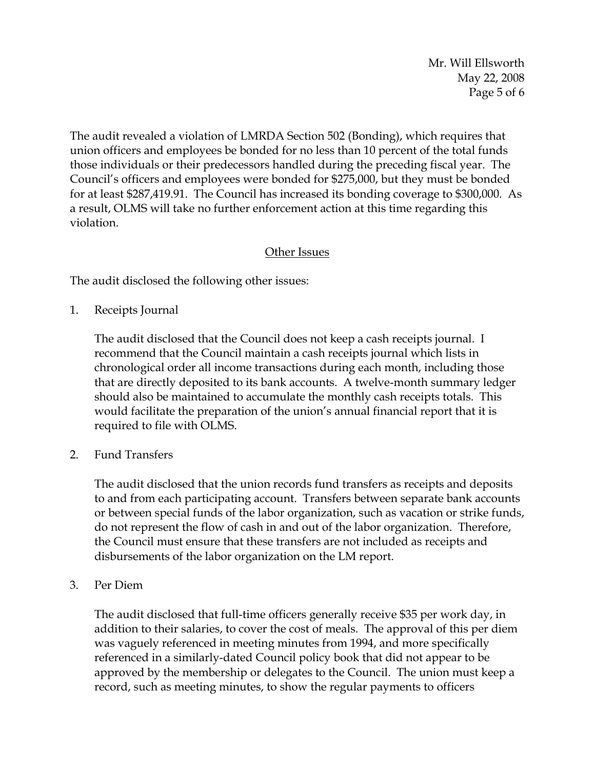The audit revealed a violation of LMRDA Section 502 (Bonding), which requires that union officers and employees be bonded for no less than 10 percent of the total funds those individuals or their predecessors handled during the preceding fiscal year. The Council's officers and employees were bonded for $275,000, but they must be bonded for at least $287,419.91. The Council has increased its bonding coverage to $300,000. As a result, OLMS will take no further enforcement action at this time regarding this violation.

## Other Issues

The audit disclosed the following other issues:

1. Receipts Journal

   The audit disclosed that the Council does not keep a cash receipts journal. I recommend that the Council maintain a cash receipts journal which lists in chronological order all income transactions during each month, including those that are directly deposited to its bank accounts. A twelve-month summary ledger should also be maintained to accumulate the monthly cash receipts totals. This would facilitate the preparation of the union's annual financial report that it is required to file with OLMS.

2. Fund Transfers

   The audit disclosed that the union records fund transfers as receipts and deposits to and from each participating account. Transfers between separate bank accounts or between special funds of the labor organization, such as vacation or strike funds, do not represent the flow of cash in and out of the labor organization. Therefore, the Council must ensure that these transfers are not included as receipts and disbursements of the labor organization on the LM report.

3. Per Diem

   The audit disclosed that full-time officers generally receive $35 per work day, in addition to their salaries, to cover the cost of meals. The approval of this per diem was vaguely referenced in meeting minutes from 1994, and more specifically referenced in a similarly-dated Council policy book that did not appear to be approved by the membership or delegates to the Council. The union must keep a record, such as meeting minutes, to show the regular payments to officers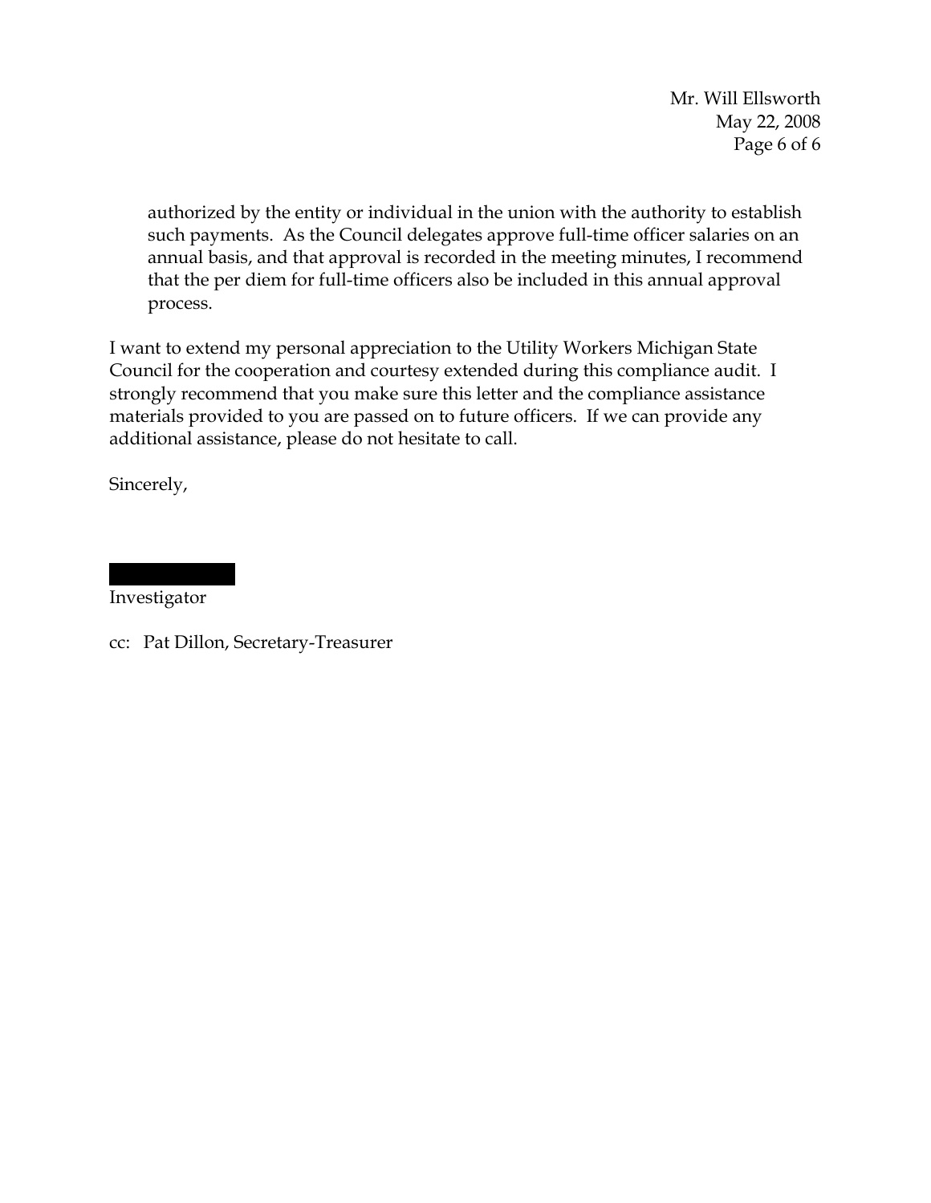authorized by the entity or individual in the union with the authority to establish such payments. As the Council delegates approve full-time officer salaries on an annual basis, and that approval is recorded in the meeting minutes, I recommend that the per diem for full-time officers also be included in this annual approval process.

I want to extend my personal appreciation to the Utility Workers Michigan State Council for the cooperation and courtesy extended during this compliance audit. I strongly recommend that you make sure this letter and the compliance assistance materials provided to you are passed on to future officers. If we can provide any additional assistance, please do not hesitate to call.

Sincerely,

Investigator

cc: Pat Dillon, Secretary-Treasurer